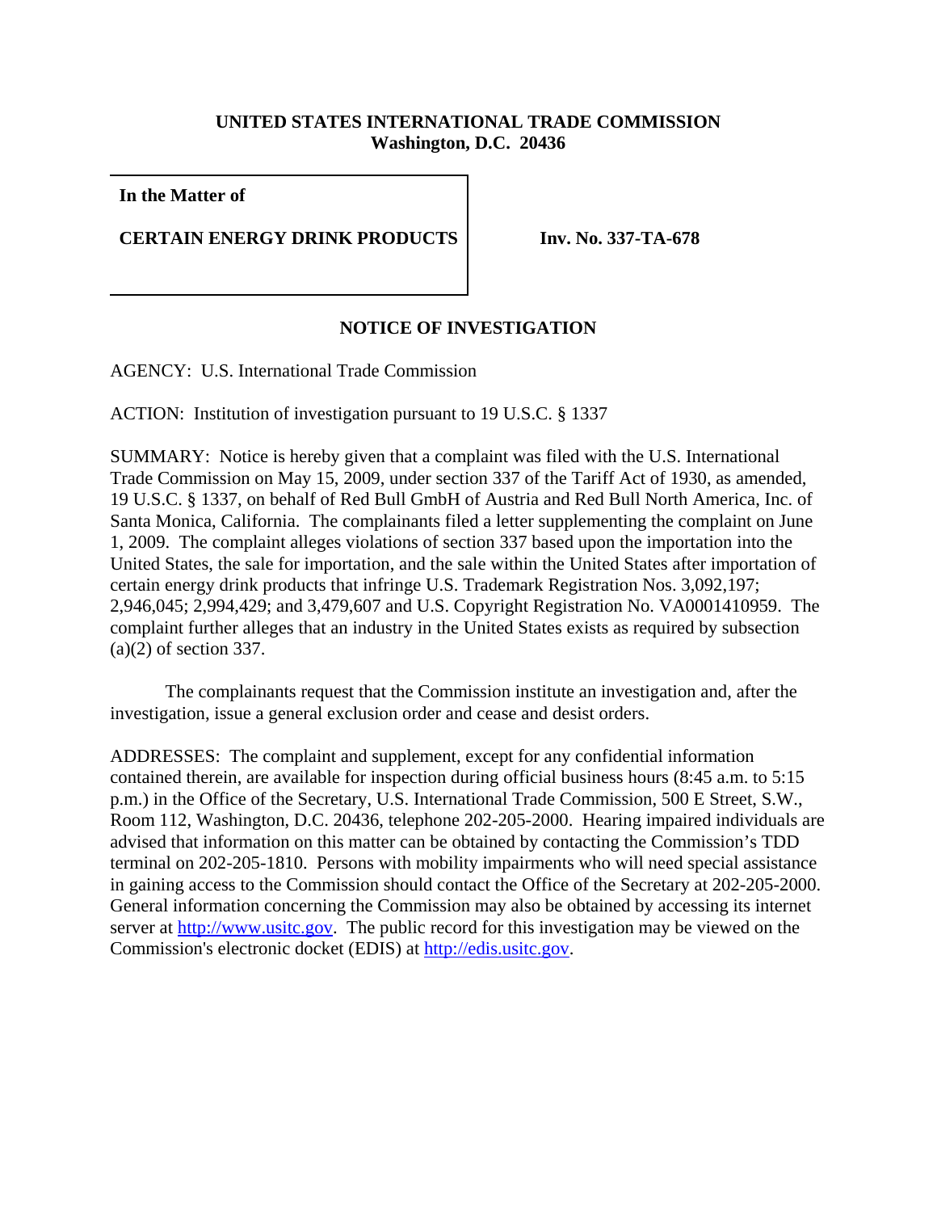**UNITED STATES INTERNATIONAL TRADE COMMISSION**
**Washington, D.C. 20436**

| **In the Matter of** | |
|---|---|
| **CERTAIN ENERGY DRINK PRODUCTS** | **Inv. No. 337-TA-678** |

## NOTICE OF INVESTIGATION

AGENCY: U.S. International Trade Commission

ACTION: Institution of investigation pursuant to 19 U.S.C. § 1337

SUMMARY: Notice is hereby given that a complaint was filed with the U.S. International Trade Commission on May 15, 2009, under section 337 of the Tariff Act of 1930, as amended, 19 U.S.C. § 1337, on behalf of Red Bull GmbH of Austria and Red Bull North America, Inc. of Santa Monica, California. The complainants filed a letter supplementing the complaint on June 1, 2009. The complaint alleges violations of section 337 based upon the importation into the United States, the sale for importation, and the sale within the United States after importation of certain energy drink products that infringe U.S. Trademark Registration Nos. 3,092,197; 2,946,045; 2,994,429; and 3,479,607 and U.S. Copyright Registration No. VA0001410959. The complaint further alleges that an industry in the United States exists as required by subsection (a)(2) of section 337.

The complainants request that the Commission institute an investigation and, after the investigation, issue a general exclusion order and cease and desist orders.

ADDRESSES: The complaint and supplement, except for any confidential information contained therein, are available for inspection during official business hours (8:45 a.m. to 5:15 p.m.) in the Office of the Secretary, U.S. International Trade Commission, 500 E Street, S.W., Room 112, Washington, D.C. 20436, telephone 202-205-2000. Hearing impaired individuals are advised that information on this matter can be obtained by contacting the Commission's TDD terminal on 202-205-1810. Persons with mobility impairments who will need special assistance in gaining access to the Commission should contact the Office of the Secretary at 202-205-2000. General information concerning the Commission may also be obtained by accessing its internet server at [http://www.usitc.gov](http://www.usitc.gov). The public record for this investigation may be viewed on the Commission's electronic docket (EDIS) at [http://edis.usitc.gov](http://edis.usitc.gov).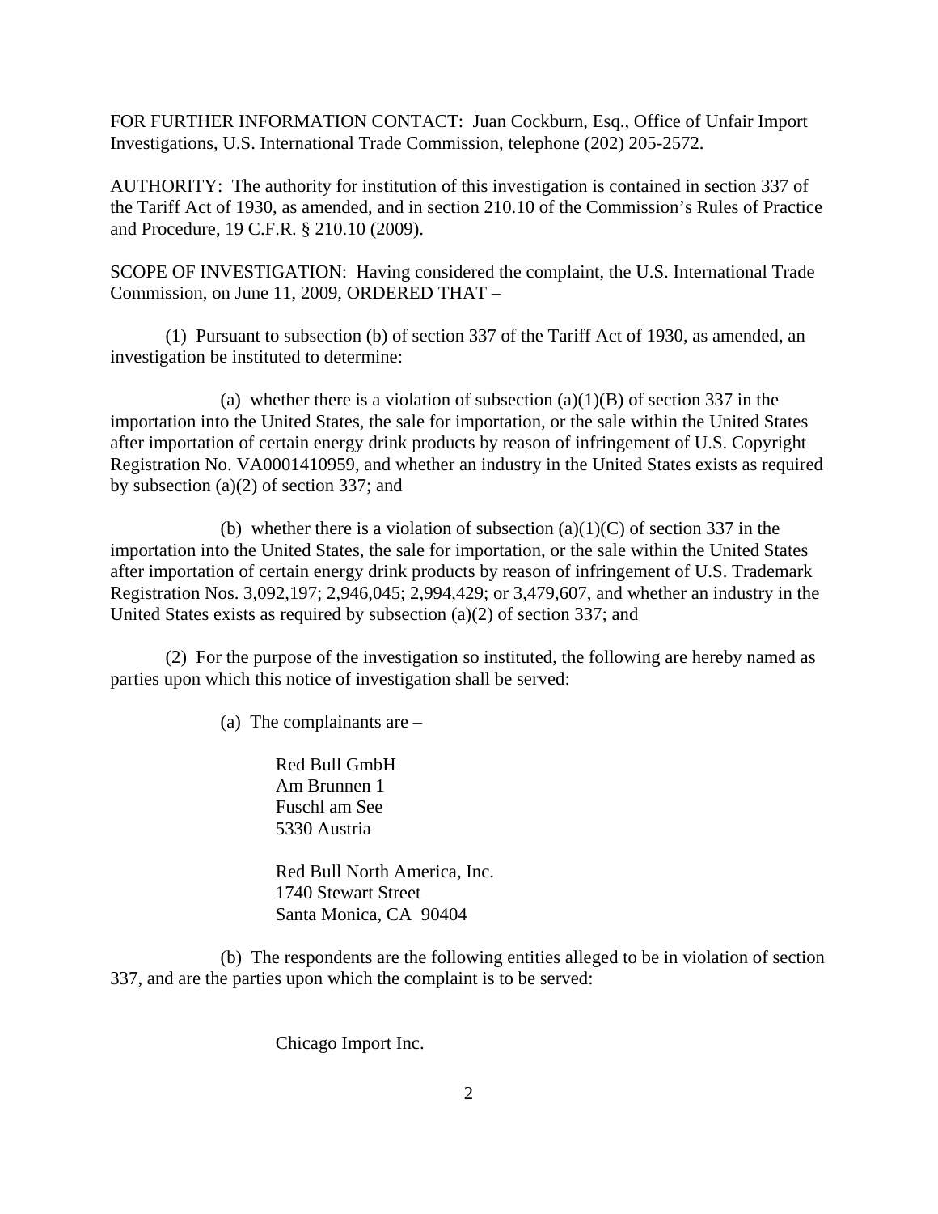FOR FURTHER INFORMATION CONTACT: Juan Cockburn, Esq., Office of Unfair Import Investigations, U.S. International Trade Commission, telephone (202) 205-2572.

AUTHORITY: The authority for institution of this investigation is contained in section 337 of the Tariff Act of 1930, as amended, and in section 210.10 of the Commission's Rules of Practice and Procedure, 19 C.F.R. § 210.10 (2009).

SCOPE OF INVESTIGATION: Having considered the complaint, the U.S. International Trade Commission, on June 11, 2009, ORDERED THAT –

(1) Pursuant to subsection (b) of section 337 of the Tariff Act of 1930, as amended, an investigation be instituted to determine:

(a) whether there is a violation of subsection (a)(1)(B) of section 337 in the importation into the United States, the sale for importation, or the sale within the United States after importation of certain energy drink products by reason of infringement of U.S. Copyright Registration No. VA0001410959, and whether an industry in the United States exists as required by subsection (a)(2) of section 337; and

(b) whether there is a violation of subsection (a)(1)(C) of section 337 in the importation into the United States, the sale for importation, or the sale within the United States after importation of certain energy drink products by reason of infringement of U.S. Trademark Registration Nos. 3,092,197; 2,946,045; 2,994,429; or 3,479,607, and whether an industry in the United States exists as required by subsection (a)(2) of section 337; and

(2) For the purpose of the investigation so instituted, the following are hereby named as parties upon which this notice of investigation shall be served:

(a) The complainants are –

Red Bull GmbH
Am Brunnen 1
Fuschl am See
5330 Austria

Red Bull North America, Inc.
1740 Stewart Street
Santa Monica, CA 90404

(b) The respondents are the following entities alleged to be in violation of section 337, and are the parties upon which the complaint is to be served:

Chicago Import Inc.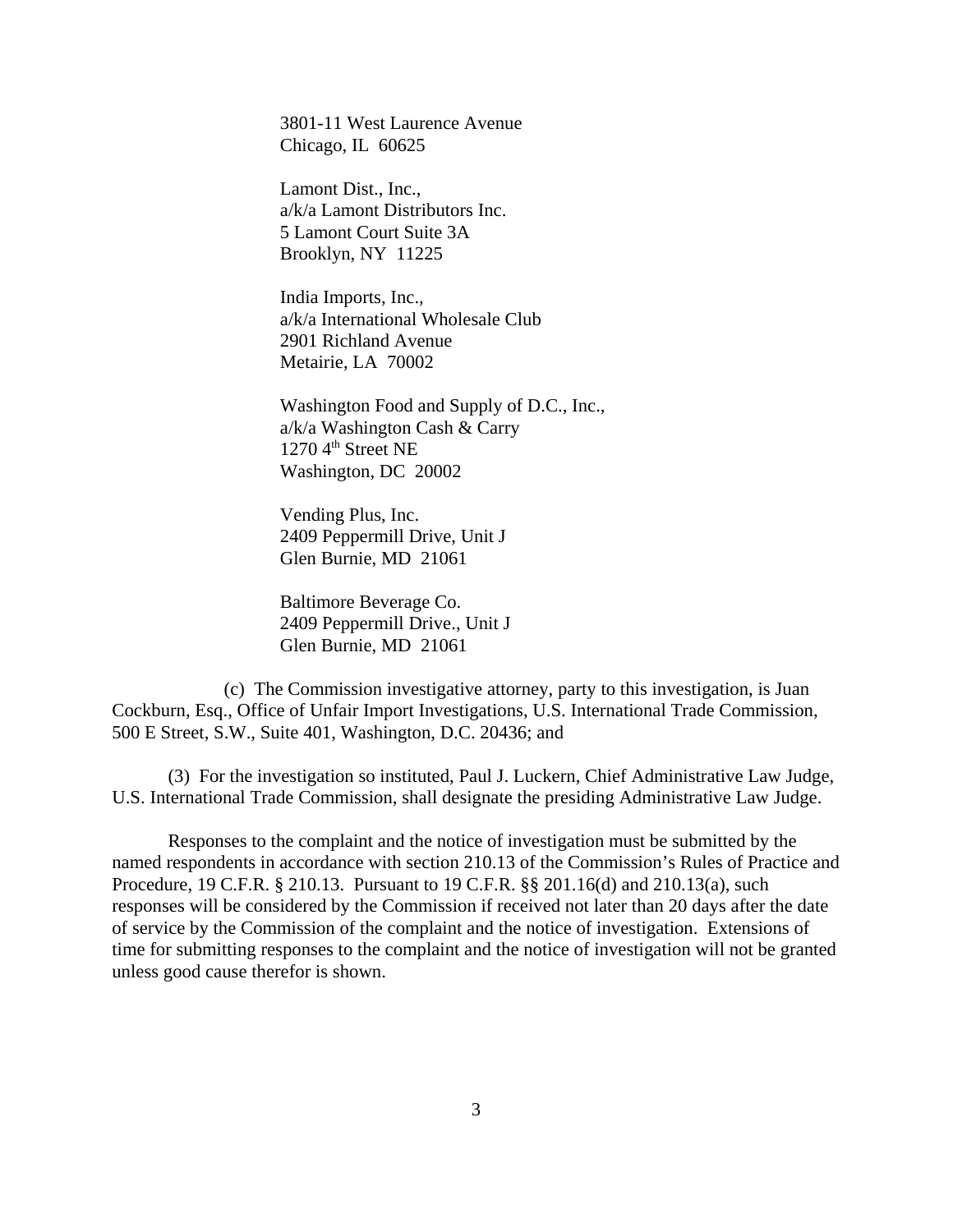3801-11 West Laurence Avenue
Chicago, IL 60625

Lamont Dist., Inc.,
a/k/a Lamont Distributors Inc.
5 Lamont Court Suite 3A
Brooklyn, NY 11225

India Imports, Inc.,
a/k/a International Wholesale Club
2901 Richland Avenue
Metairie, LA 70002

Washington Food and Supply of D.C., Inc.,
a/k/a Washington Cash & Carry
1270 4th Street NE
Washington, DC 20002

Vending Plus, Inc.
2409 Peppermill Drive, Unit J
Glen Burnie, MD 21061

Baltimore Beverage Co.
2409 Peppermill Drive., Unit J
Glen Burnie, MD 21061

(c) The Commission investigative attorney, party to this investigation, is Juan Cockburn, Esq., Office of Unfair Import Investigations, U.S. International Trade Commission, 500 E Street, S.W., Suite 401, Washington, D.C. 20436; and

(3) For the investigation so instituted, Paul J. Luckern, Chief Administrative Law Judge, U.S. International Trade Commission, shall designate the presiding Administrative Law Judge.

Responses to the complaint and the notice of investigation must be submitted by the named respondents in accordance with section 210.13 of the Commission's Rules of Practice and Procedure, 19 C.F.R. § 210.13. Pursuant to 19 C.F.R. §§ 201.16(d) and 210.13(a), such responses will be considered by the Commission if received not later than 20 days after the date of service by the Commission of the complaint and the notice of investigation. Extensions of time for submitting responses to the complaint and the notice of investigation will not be granted unless good cause therefor is shown.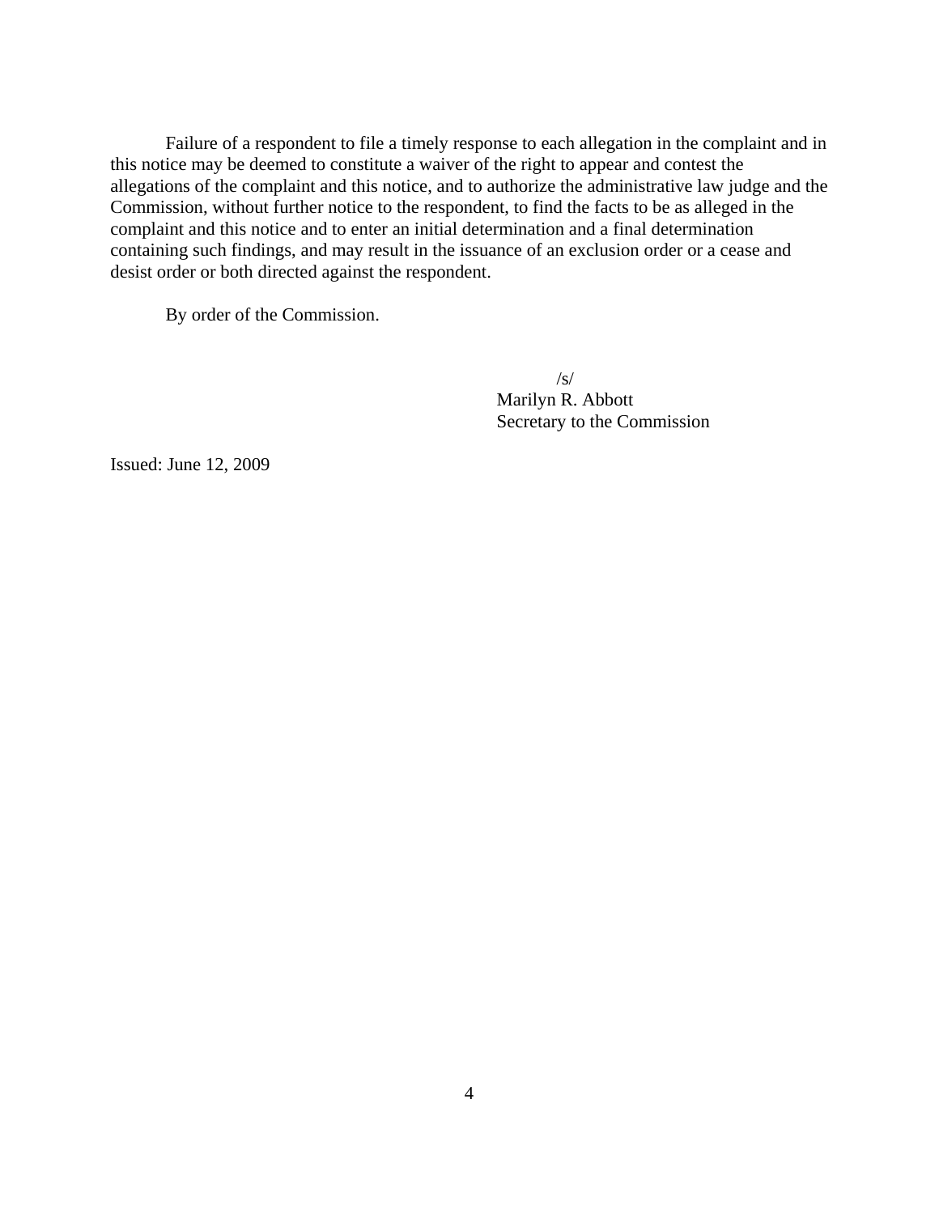Failure of a respondent to file a timely response to each allegation in the complaint and in this notice may be deemed to constitute a waiver of the right to appear and contest the allegations of the complaint and this notice, and to authorize the administrative law judge and the Commission, without further notice to the respondent, to find the facts to be as alleged in the complaint and this notice and to enter an initial determination and a final determination containing such findings, and may result in the issuance of an exclusion order or a cease and desist order or both directed against the respondent.

By order of the Commission.

/s/
Marilyn R. Abbott
Secretary to the Commission

Issued: June 12, 2009